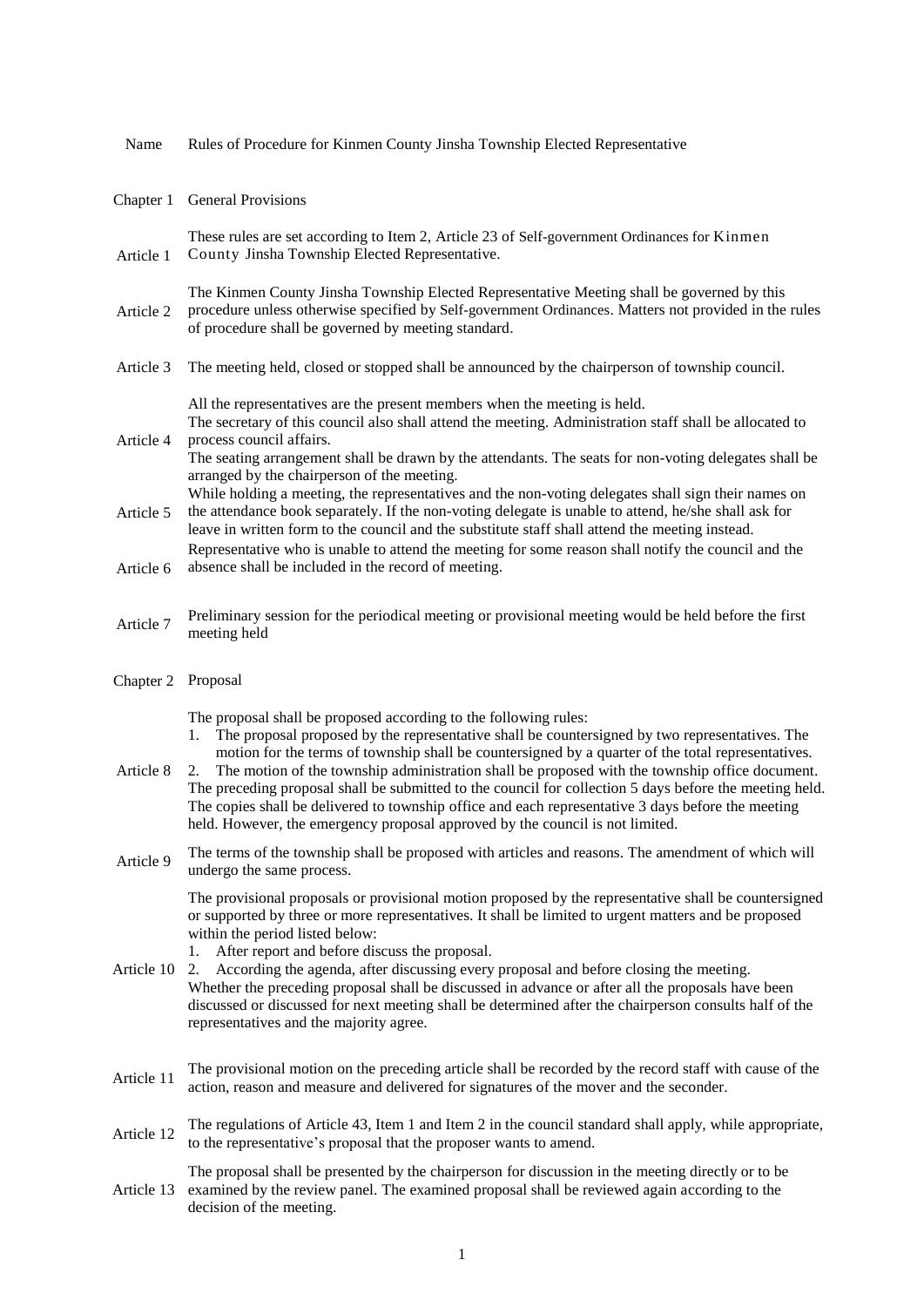Name Rules of Procedure for Kinmen County Jinsha Township Elected Representative

## Chapter 1 General Provisions

**Article 1** These rules are set according to Item 2, Article 23 of Self-government Ordinances for Kinmen County Jinsha Township Elected Representative.

**Article 2** The Kinmen County Jinsha Township Elected Representative Meeting shall be governed by this procedure unless otherwise specified by Self-government Ordinances. Matters not provided in the rules of procedure shall be governed by meeting standard.

**Article 3** The meeting held, closed or stopped shall be announced by the chairperson of township council.

**Article 4** All the representatives are the present members when the meeting is held.
The secretary of this council also shall attend the meeting. Administration staff shall be allocated to process council affairs.
The seating arrangement shall be drawn by the attendants. The seats for non-voting delegates shall be arranged by the chairperson of the meeting.

**Article 5** While holding a meeting, the representatives and the non-voting delegates shall sign their names on the attendance book separately. If the non-voting delegate is unable to attend, he/she shall ask for leave in written form to the council and the substitute staff shall attend the meeting instead.

**Article 6** Representative who is unable to attend the meeting for some reason shall notify the council and the absence shall be included in the record of meeting.

**Article 7** Preliminary session for the periodical meeting or provisional meeting would be held before the first meeting held

## Chapter 2 Proposal

**Article 8** The proposal shall be proposed according to the following rules:

1. The proposal proposed by the representative shall be countersigned by two representatives. The motion for the terms of township shall be countersigned by a quarter of the total representatives.
2. The motion of the township administration shall be proposed with the township office document.

The preceding proposal shall be submitted to the council for collection 5 days before the meeting held. The copies shall be delivered to township office and each representative 3 days before the meeting held. However, the emergency proposal approved by the council is not limited.

**Article 9** The terms of the township shall be proposed with articles and reasons. The amendment of which will undergo the same process.

**Article 10** The provisional proposals or provisional motion proposed by the representative shall be countersigned or supported by three or more representatives. It shall be limited to urgent matters and be proposed within the period listed below:

1. After report and before discuss the proposal.
2. According the agenda, after discussing every proposal and before closing the meeting.

Whether the preceding proposal shall be discussed in advance or after all the proposals have been discussed or discussed for next meeting shall be determined after the chairperson consults half of the representatives and the majority agree.

**Article 11** The provisional motion on the preceding article shall be recorded by the record staff with cause of the action, reason and measure and delivered for signatures of the mover and the seconder.

**Article 12** The regulations of Article 43, Item 1 and Item 2 in the council standard shall apply, while appropriate, to the representative's proposal that the proposer wants to amend.

**Article 13** The proposal shall be presented by the chairperson for discussion in the meeting directly or to be examined by the review panel. The examined proposal shall be reviewed again according to the decision of the meeting.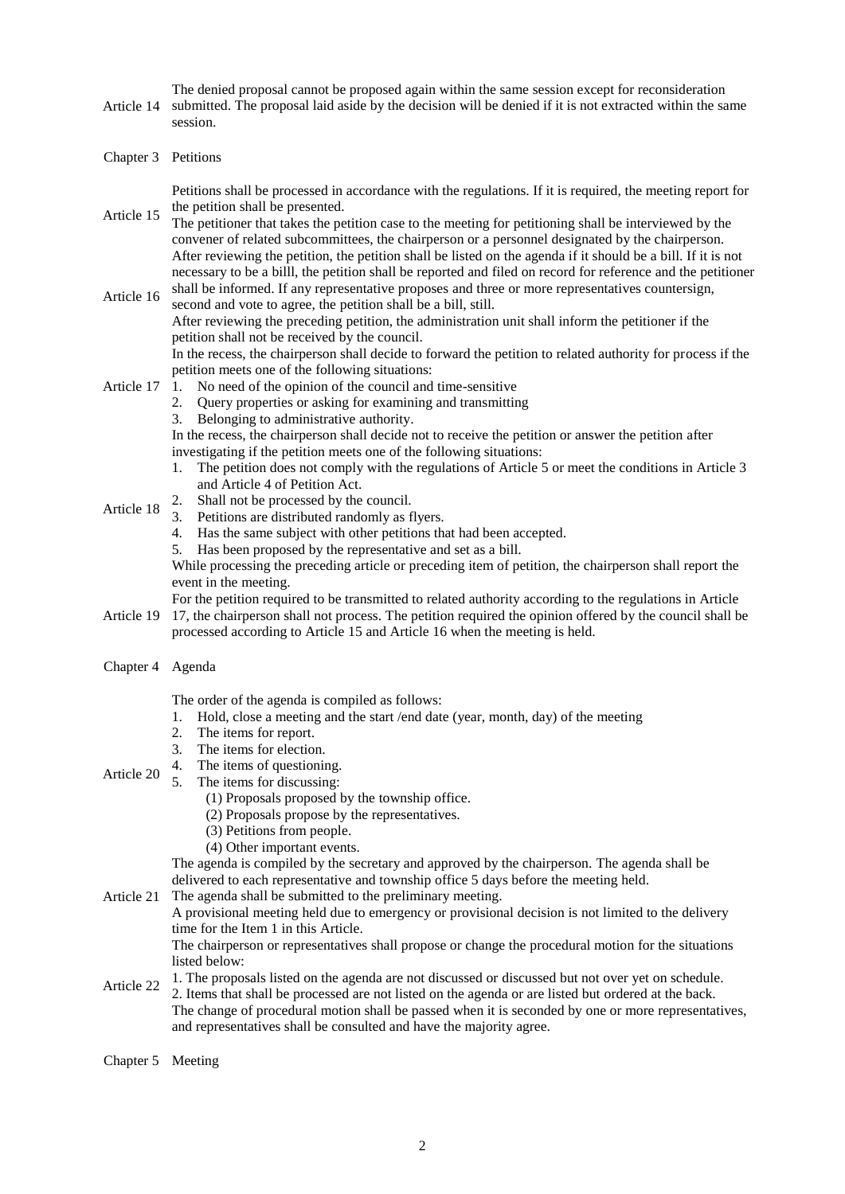**Article 14** The denied proposal cannot be proposed again within the same session except for reconsideration submitted. The proposal laid aside by the decision will be denied if it is not extracted within the same session.

## Chapter 3 Petitions

**Article 15** Petitions shall be processed in accordance with the regulations. If it is required, the meeting report for the petition shall be presented.
The petitioner that takes the petition case to the meeting for petitioning shall be interviewed by the convener of related subcommittees, the chairperson or a personnel designated by the chairperson.

**Article 16** After reviewing the petition, the petition shall be listed on the agenda if it should be a bill. If it is not necessary to be a billl, the petition shall be reported and filed on record for reference and the petitioner shall be informed. If any representative proposes and three or more representatives countersign, second and vote to agree, the petition shall be a bill, still.
After reviewing the preceding petition, the administration unit shall inform the petitioner if the petition shall not be received by the council.

**Article 17** In the recess, the chairperson shall decide to forward the petition to related authority for process if the petition meets one of the following situations:

1. No need of the opinion of the council and time-sensitive
2. Query properties or asking for examining and transmitting
3. Belonging to administrative authority.

**Article 18** In the recess, the chairperson shall decide not to receive the petition or answer the petition after investigating if the petition meets one of the following situations:

1. The petition does not comply with the regulations of Article 5 or meet the conditions in Article 3 and Article 4 of Petition Act.
2. Shall not be processed by the council.
3. Petitions are distributed randomly as flyers.
4. Has the same subject with other petitions that had been accepted.
5. Has been proposed by the representative and set as a bill.

While processing the preceding article or preceding item of petition, the chairperson shall report the event in the meeting.

**Article 19** For the petition required to be transmitted to related authority according to the regulations in Article 17, the chairperson shall not process. The petition required the opinion offered by the council shall be processed according to Article 15 and Article 16 when the meeting is held.

## Chapter 4 Agenda

**Article 20** The order of the agenda is compiled as follows:

1. Hold, close a meeting and the start /end date (year, month, day) of the meeting
2. The items for report.
3. The items for election.
4. The items of questioning.
5. The items for discussing:
   (1) Proposals proposed by the township office.
   (2) Proposals propose by the representatives.
   (3) Petitions from people.
   (4) Other important events.

**Article 21** The agenda is compiled by the secretary and approved by the chairperson. The agenda shall be delivered to each representative and township office 5 days before the meeting held.
The agenda shall be submitted to the preliminary meeting.
A provisional meeting held due to emergency or provisional decision is not limited to the delivery time for the Item 1 in this Article.

**Article 22** The chairperson or representatives shall propose or change the procedural motion for the situations listed below:
1. The proposals listed on the agenda are not discussed or discussed but not over yet on schedule.
2. Items that shall be processed are not listed on the agenda or are listed but ordered at the back.
The change of procedural motion shall be passed when it is seconded by one or more representatives, and representatives shall be consulted and have the majority agree.

## Chapter 5 Meeting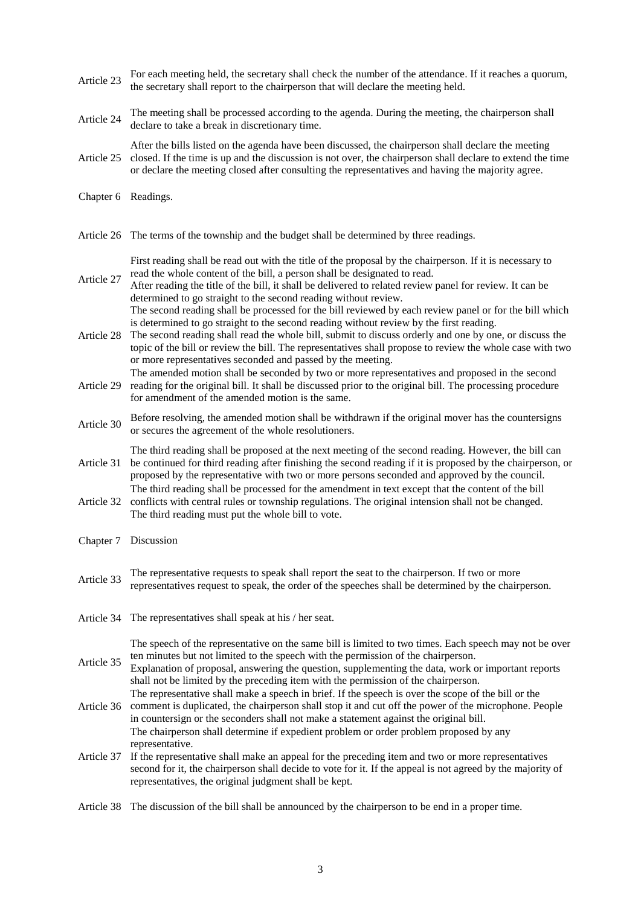**Article 23** For each meeting held, the secretary shall check the number of the attendance. If it reaches a quorum, the secretary shall report to the chairperson that will declare the meeting held.

**Article 24** The meeting shall be processed according to the agenda. During the meeting, the chairperson shall declare to take a break in discretionary time.

**Article 25** After the bills listed on the agenda have been discussed, the chairperson shall declare the meeting closed. If the time is up and the discussion is not over, the chairperson shall declare to extend the time or declare the meeting closed after consulting the representatives and having the majority agree.

## Chapter 6 Readings.

**Article 26** The terms of the township and the budget shall be determined by three readings.

**Article 27** First reading shall be read out with the title of the proposal by the chairperson. If it is necessary to read the whole content of the bill, a person shall be designated to read.
After reading the title of the bill, it shall be delivered to related review panel for review. It can be determined to go straight to the second reading without review.

**Article 28** The second reading shall be processed for the bill reviewed by each review panel or for the bill which is determined to go straight to the second reading without review by the first reading.
The second reading shall read the whole bill, submit to discuss orderly and one by one, or discuss the topic of the bill or review the bill. The representatives shall propose to review the whole case with two or more representatives seconded and passed by the meeting.

**Article 29** The amended motion shall be seconded by two or more representatives and proposed in the second reading for the original bill. It shall be discussed prior to the original bill. The processing procedure for amendment of the amended motion is the same.

**Article 30** Before resolving, the amended motion shall be withdrawn if the original mover has the countersigns or secures the agreement of the whole resolutioners.

**Article 31** The third reading shall be proposed at the next meeting of the second reading. However, the bill can be continued for third reading after finishing the second reading if it is proposed by the chairperson, or proposed by the representative with two or more persons seconded and approved by the council.

**Article 32** The third reading shall be processed for the amendment in text except that the content of the bill conflicts with central rules or township regulations. The original intension shall not be changed.
The third reading must put the whole bill to vote.

## Chapter 7 Discussion

**Article 33** The representative requests to speak shall report the seat to the chairperson. If two or more representatives request to speak, the order of the speeches shall be determined by the chairperson.

**Article 34** The representatives shall speak at his / her seat.

**Article 35** The speech of the representative on the same bill is limited to two times. Each speech may not be over ten minutes but not limited to the speech with the permission of the chairperson.
Explanation of proposal, answering the question, supplementing the data, work or important reports shall not be limited by the preceding item with the permission of the chairperson.

**Article 36** The representative shall make a speech in brief. If the speech is over the scope of the bill or the comment is duplicated, the chairperson shall stop it and cut off the power of the microphone. People in countersign or the seconders shall not make a statement against the original bill.

**Article 37** The chairperson shall determine if expedient problem or order problem proposed by any representative.
If the representative shall make an appeal for the preceding item and two or more representatives second for it, the chairperson shall decide to vote for it. If the appeal is not agreed by the majority of representatives, the original judgment shall be kept.

**Article 38** The discussion of the bill shall be announced by the chairperson to be end in a proper time.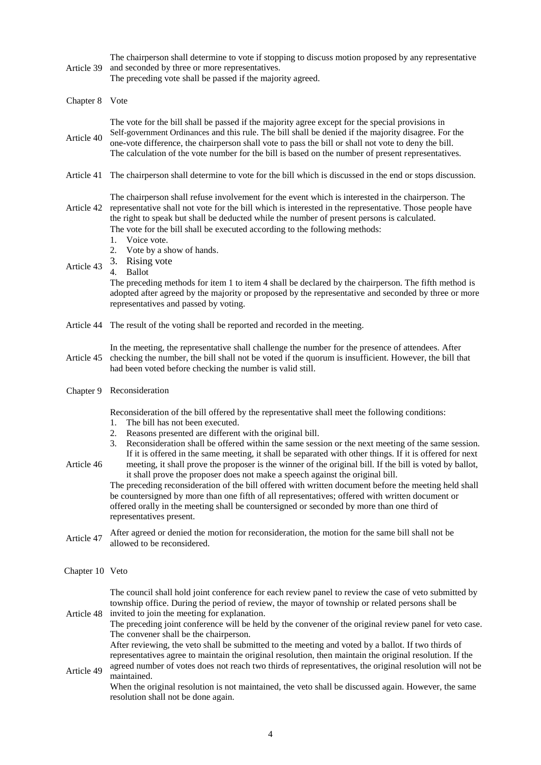**Article 39** The chairperson shall determine to vote if stopping to discuss motion proposed by any representative and seconded by three or more representatives.
The preceding vote shall be passed if the majority agreed.

## Chapter 8 Vote

**Article 40** The vote for the bill shall be passed if the majority agree except for the special provisions in Self-government Ordinances and this rule. The bill shall be denied if the majority disagree. For the one-vote difference, the chairperson shall vote to pass the bill or shall not vote to deny the bill.
The calculation of the vote number for the bill is based on the number of present representatives.

**Article 41** The chairperson shall determine to vote for the bill which is discussed in the end or stops discussion.

**Article 42** The chairperson shall refuse involvement for the event which is interested in the chairperson. The representative shall not vote for the bill which is interested in the representative. Those people have the right to speak but shall be deducted while the number of present persons is calculated.

**Article 43** The vote for the bill shall be executed according to the following methods:
1. Voice vote.
2. Vote by a show of hands.
3. Rising vote
4. Ballot

The preceding methods for item 1 to item 4 shall be declared by the chairperson. The fifth method is adopted after agreed by the majority or proposed by the representative and seconded by three or more representatives and passed by voting.

**Article 44** The result of the voting shall be reported and recorded in the meeting.

**Article 45** In the meeting, the representative shall challenge the number for the presence of attendees. After checking the number, the bill shall not be voted if the quorum is insufficient. However, the bill that had been voted before checking the number is valid still.

## Chapter 9 Reconsideration

**Article 46** Reconsideration of the bill offered by the representative shall meet the following conditions:
1. The bill has not been executed.
2. Reasons presented are different with the original bill.
3. Reconsideration shall be offered within the same session or the next meeting of the same session. If it is offered in the same meeting, it shall be separated with other things. If it is offered for next meeting, it shall prove the proposer is the winner of the original bill. If the bill is voted by ballot, it shall prove the proposer does not make a speech against the original bill.

The preceding reconsideration of the bill offered with written document before the meeting held shall be countersigned by more than one fifth of all representatives; offered with written document or offered orally in the meeting shall be countersigned or seconded by more than one third of representatives present.

**Article 47** After agreed or denied the motion for reconsideration, the motion for the same bill shall not be allowed to be reconsidered.

## Chapter 10 Veto

**Article 48** The council shall hold joint conference for each review panel to review the case of veto submitted by township office. During the period of review, the mayor of township or related persons shall be invited to join the meeting for explanation.
The preceding joint conference will be held by the convener of the original review panel for veto case. The convener shall be the chairperson.

**Article 49** After reviewing, the veto shall be submitted to the meeting and voted by a ballot. If two thirds of representatives agree to maintain the original resolution, then maintain the original resolution. If the agreed number of votes does not reach two thirds of representatives, the original resolution will not be maintained.
When the original resolution is not maintained, the veto shall be discussed again. However, the same resolution shall not be done again.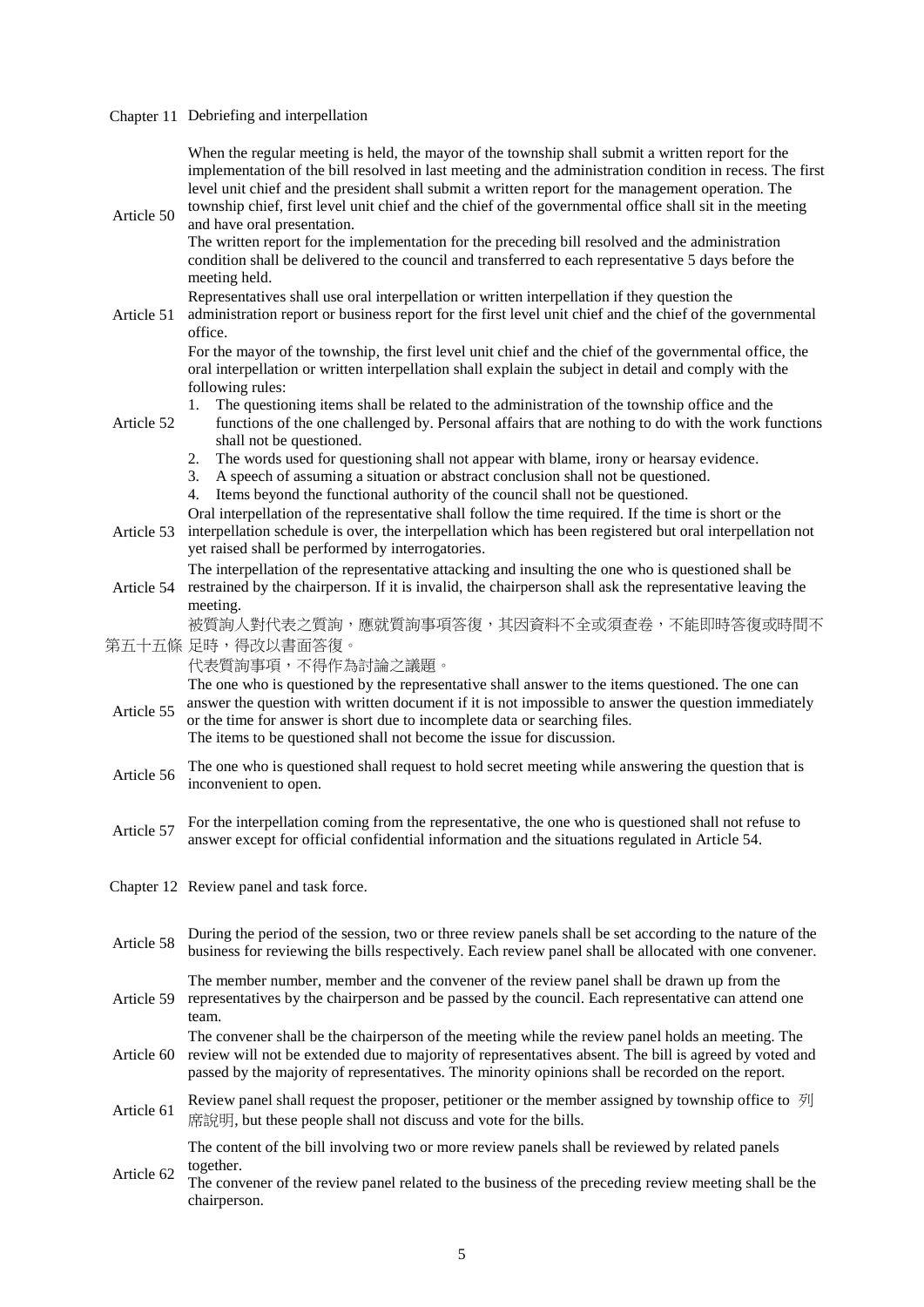## Chapter 11 Debriefing and interpellation

**Article 50**

When the regular meeting is held, the mayor of the township shall submit a written report for the implementation of the bill resolved in last meeting and the administration condition in recess. The first level unit chief and the president shall submit a written report for the management operation. The township chief, first level unit chief and the chief of the governmental office shall sit in the meeting and have oral presentation.

The written report for the implementation for the preceding bill resolved and the administration condition shall be delivered to the council and transferred to each representative 5 days before the meeting held.

**Article 51**

Representatives shall use oral interpellation or written interpellation if they question the administration report or business report for the first level unit chief and the chief of the governmental office.

**Article 52**

For the mayor of the township, the first level unit chief and the chief of the governmental office, the oral interpellation or written interpellation shall explain the subject in detail and comply with the following rules:

1. The questioning items shall be related to the administration of the township office and the functions of the one challenged by. Personal affairs that are nothing to do with the work functions shall not be questioned.
2. The words used for questioning shall not appear with blame, irony or hearsay evidence.
3. A speech of assuming a situation or abstract conclusion shall not be questioned.
4. Items beyond the functional authority of the council shall not be questioned.

**Article 53**

Oral interpellation of the representative shall follow the time required. If the time is short or the interpellation schedule is over, the interpellation which has been registered but oral interpellation not yet raised shall be performed by interrogatories.

**Article 54**

The interpellation of the representative attacking and insulting the one who is questioned shall be restrained by the chairperson. If it is invalid, the chairperson shall ask the representative leaving the meeting.

**第五十五條**

被質詢人對代表之質詢，應就質詢事項答復，其因資料不全或須查卷，不能即時答復或時間不足時，得改以書面答復。

代表質詢事項，不得作為討論之議題。

**Article 55**

The one who is questioned by the representative shall answer to the items questioned. The one can answer the question with written document if it is not impossible to answer the question immediately or the time for answer is short due to incomplete data or searching files.

The items to be questioned shall not become the issue for discussion.

**Article 56**

The one who is questioned shall request to hold secret meeting while answering the question that is inconvenient to open.

**Article 57**

For the interpellation coming from the representative, the one who is questioned shall not refuse to answer except for official confidential information and the situations regulated in Article 54.

## Chapter 12 Review panel and task force.

**Article 58**

During the period of the session, two or three review panels shall be set according to the nature of the business for reviewing the bills respectively. Each review panel shall be allocated with one convener.

**Article 59**

The member number, member and the convener of the review panel shall be drawn up from the representatives by the chairperson and be passed by the council. Each representative can attend one team.

**Article 60**

The convener shall be the chairperson of the meeting while the review panel holds an meeting. The review will not be extended due to majority of representatives absent. The bill is agreed by voted and passed by the majority of representatives. The minority opinions shall be recorded on the report.

**Article 61**

Review panel shall request the proposer, petitioner or the member assigned by township office to 列席說明, but these people shall not discuss and vote for the bills.

**Article 62**

The content of the bill involving two or more review panels shall be reviewed by related panels together.

The convener of the review panel related to the business of the preceding review meeting shall be the chairperson.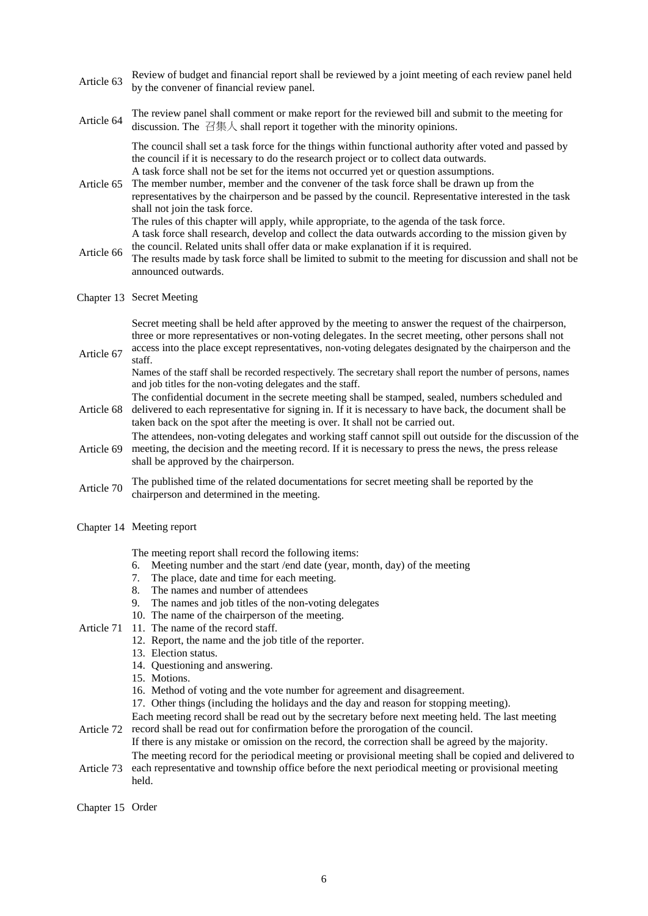**Article 63** Review of budget and financial report shall be reviewed by a joint meeting of each review panel held by the convener of financial review panel.

**Article 64** The review panel shall comment or make report for the reviewed bill and submit to the meeting for discussion. The 召集人 shall report it together with the minority opinions.

**Article 65** The council shall set a task force for the things within functional authority after voted and passed by the council if it is necessary to do the research project or to collect data outwards.
A task force shall not be set for the items not occurred yet or question assumptions.
The member number, member and the convener of the task force shall be drawn up from the representatives by the chairperson and be passed by the council. Representative interested in the task shall not join the task force.
The rules of this chapter will apply, while appropriate, to the agenda of the task force.

**Article 66** A task force shall research, develop and collect the data outwards according to the mission given by the council. Related units shall offer data or make explanation if it is required.
The results made by task force shall be limited to submit to the meeting for discussion and shall not be announced outwards.

## Chapter 13 Secret Meeting

**Article 67** Secret meeting shall be held after approved by the meeting to answer the request of the chairperson, three or more representatives or non-voting delegates. In the secret meeting, other persons shall not access into the place except representatives, non-voting delegates designated by the chairperson and the staff.
Names of the staff shall be recorded respectively. The secretary shall report the number of persons, names and job titles for the non-voting delegates and the staff.

**Article 68** The confidential document in the secrete meeting shall be stamped, sealed, numbers scheduled and delivered to each representative for signing in. If it is necessary to have back, the document shall be taken back on the spot after the meeting is over. It shall not be carried out.

**Article 69** The attendees, non-voting delegates and working staff cannot spill out outside for the discussion of the meeting, the decision and the meeting record. If it is necessary to press the news, the press release shall be approved by the chairperson.

**Article 70** The published time of the related documentations for secret meeting shall be reported by the chairperson and determined in the meeting.

## Chapter 14 Meeting report

**Article 71** The meeting report shall record the following items:

6. Meeting number and the start /end date (year, month, day) of the meeting
7. The place, date and time for each meeting.
8. The names and number of attendees
9. The names and job titles of the non-voting delegates
10. The name of the chairperson of the meeting.
11. The name of the record staff.
12. Report, the name and the job title of the reporter.
13. Election status.
14. Questioning and answering.
15. Motions.
16. Method of voting and the vote number for agreement and disagreement.
17. Other things (including the holidays and the day and reason for stopping meeting).

**Article 72** Each meeting record shall be read out by the secretary before next meeting held. The last meeting record shall be read out for confirmation before the prorogation of the council.
If there is any mistake or omission on the record, the correction shall be agreed by the majority.

**Article 73** The meeting record for the periodical meeting or provisional meeting shall be copied and delivered to each representative and township office before the next periodical meeting or provisional meeting held.

## Chapter 15 Order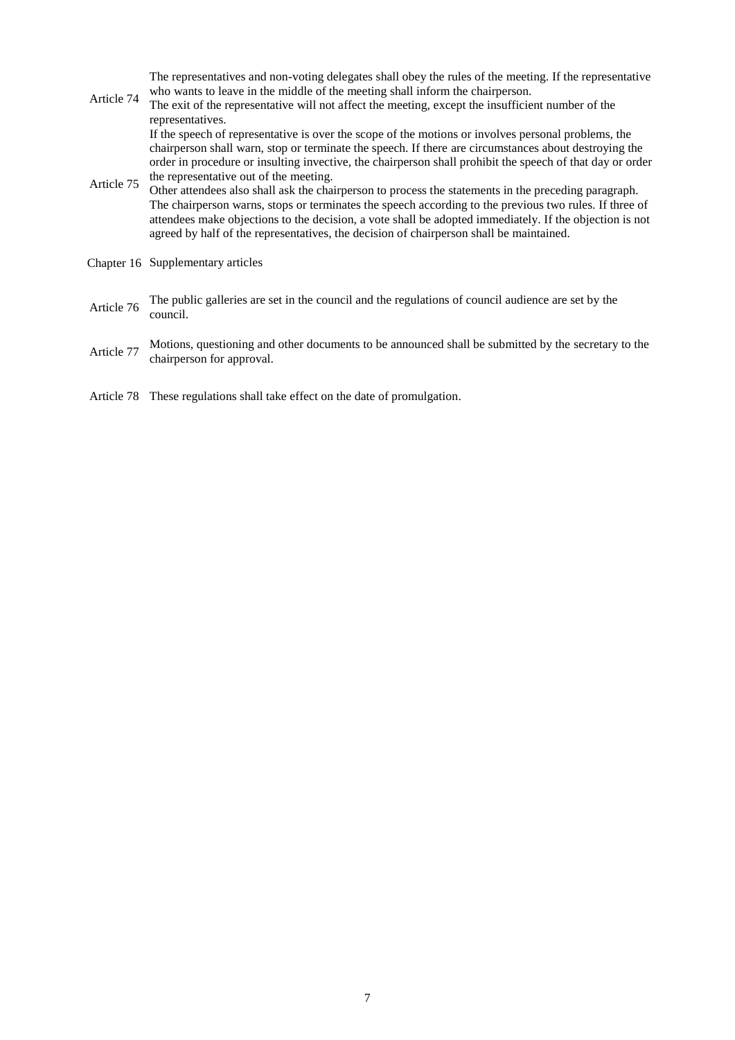**Article 74** The representatives and non-voting delegates shall obey the rules of the meeting. If the representative who wants to leave in the middle of the meeting shall inform the chairperson.
The exit of the representative will not affect the meeting, except the insufficient number of the representatives.

**Article 75** If the speech of representative is over the scope of the motions or involves personal problems, the chairperson shall warn, stop or terminate the speech. If there are circumstances about destroying the order in procedure or insulting invective, the chairperson shall prohibit the speech of that day or order the representative out of the meeting.
Other attendees also shall ask the chairperson to process the statements in the preceding paragraph.
The chairperson warns, stops or terminates the speech according to the previous two rules. If three of attendees make objections to the decision, a vote shall be adopted immediately. If the objection is not agreed by half of the representatives, the decision of chairperson shall be maintained.

## Chapter 16 Supplementary articles

**Article 76** The public galleries are set in the council and the regulations of council audience are set by the council.

**Article 77** Motions, questioning and other documents to be announced shall be submitted by the secretary to the chairperson for approval.

**Article 78** These regulations shall take effect on the date of promulgation.